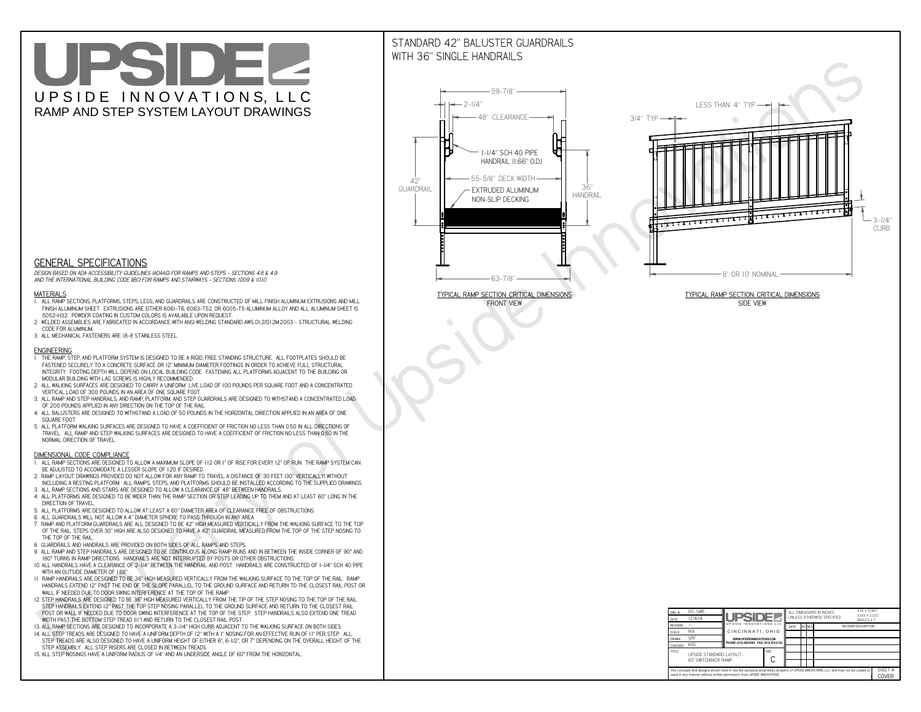# UPSIDE

UPSIDE INNOVATIONS, LLC

RAMP AND STEP SYSTEM LAYOUT DRAWINGS

## STANDARD 42" BALUSTER GUARDRAILS WITH 36" SINGLE HANDRAILS

59-7/8"
2-1/4"
48" CLEARANCE
1-1/4" SCH 40 PIPE HANDRAIL (1.66" O.D.)
42" GUARDRAIL
55-5/8" DECK WIDTH
EXTRUDED ALUMINUM NON-SLIP DECKING
36" HANDRAIL
63-7/8"

TYPICAL RAMP SECTION: CRITICAL DIMENSIONS
FRONT VIEW

LESS THAN 4" TYP
3/4" TYP
3-1/4" CURB
8' OR 10' NOMINAL

TYPICAL RAMP SECTION: CRITICAL DIMENSIONS
SIDE VIEW

## GENERAL SPECIFICATIONS

*DESIGN BASED ON ADA ACCESSIBILITY GUIDELINES (ADAAG) FOR RAMPS AND STEPS - SECTIONS 4.8 & 4.9 AND THE INTERNATIONAL BUILDING CODE (IBC) FOR RAMPS AND STAIRWAYS - SECTIONS 1009 & 1010*

### MATERIALS

1. ALL RAMP SECTIONS, PLATFORMS, STEPS, LEGS, AND GUARDRAILS ARE CONSTRUCTED OF MILL FINISH ALUMINUM EXTRUSIONS AND MILL FINISH ALUMINUM SHEET. EXTRUSIONS ARE EITHER 6061-T6, 6063-T52, OR 6005-T5 ALUMINUM ALLOY AND ALL ALUMINUM SHEET IS 5052-H32. POWDER COATING IN CUSTOM COLORS IS AVAILABLE UPON REQUEST.
2. WELDED ASSEMBLIES ARE FABRICATED IN ACCORDANCE WITH ANSI WELDING STANDARD AWS D1.2/D1.2M:2003 - STRUCTURAL WELDING CODE FOR ALUMINUM.
3. ALL MECHANICAL FASTENERS ARE 18-8 STAINLESS STEEL.

### ENGINEERING

1. THE RAMP, STEP, AND PLATFORM SYSTEM IS DESIGNED TO BE A RIGID, FREE STANDING STRUCTURE. ALL FOOTPLATES SHOULD BE FASTENED SECURELY TO A CONCRETE SURFACE OR 12" MINIMUM DIAMETER FOOTINGS IN ORDER TO ACHIEVE FULL STRUCTURAL INTEGRITY. FOOTING DEPTH WILL DEPEND ON LOCAL BUILDING CODE. FASTENING ALL PLATFORMS ADJACENT TO THE BUILDING OR MODULAR BUILDING WITH LAG SCREWS IS HIGHLY RECOMMENDED.
2. ALL WALKING SURFACES ARE DESIGNED TO CARRY A UNIFORM LIVE LOAD OF 100 POUNDS PER SQUARE FOOT AND A CONCENTRATED VERTICAL LOAD OF 300 POUNDS IN AN AREA OF ONE SQUARE FOOT.
3. ALL RAMP AND STEP HANDRAILS, AND RAMP, PLATFORM, AND STEP GUARDRAILS ARE DESIGNED TO WITHSTAND A CONCENTRATED LOAD OF 200 POUNDS APPLIED IN ANY DIRECTION ON THE TOP OF THE RAIL.
4. ALL BALUSTERS ARE DESIGNED TO WITHSTAND A LOAD OF 50 POUNDS IN THE HORIZONTAL DIRECTION APPLIED IN AN AREA OF ONE SQUARE FOOT.
5. ALL PLATFORM WALKING SURFACES ARE DESIGNED TO HAVE A COEFFICIENT OF FRICTION NO LESS THAN 0.50 IN ALL DIRECTIONS OF TRAVEL. ALL RAMP AND STEP WALKING SURFACES ARE DESIGNED TO HAVE A COEFFICIENT OF FRICTION NO LESS THAN 0.50 IN THE NORMAL DIRECTION OF TRAVEL.

### DIMENSIONAL CODE COMPLIANCE

1. ALL RAMP SECTIONS ARE DESIGNED TO ALLOW A MAXIMUM SLOPE OF 1:12 OR 1" OF RISE FOR EVERY 12" OF RUN. THE RAMP SYSTEM CAN BE ADJUSTED TO ACCOMODATE A LESSER SLOPE OF 1:20 IF DESIRED.
2. RAMP LAYOUT DRAWINGS PROVIDED DO NOT ALLOW FOR ANY RAMP TO TRAVEL A DISTANCE OF 30 FEET (30" VERTICALLY) WITHOUT INCLUDING A RESTING PLATFORM. ALL RAMPS, STEPS, AND PLATFORMS SHOULD BE INSTALLED ACCORDING TO THE SUPPLIED DRAWINGS.
3. ALL RAMP SECTIONS AND STAIRS ARE DESIGNED TO ALLOW A CLEARANCE OF 48" BETWEEN HANDRAILS.
4. ALL PLATFORMS ARE DESIGNED TO BE WIDER THAN THE RAMP SECTION OR STEP LEADING UP TO THEM AND AT LEAST 60" LONG IN THE DIRECTION OF TRAVEL.
5. ALL PLATFORMS ARE DESIGNED TO ALLOW AT LEAST A 60" DIAMETER AREA OF CLEARANCE FREE OF OBSTRUCTIONS.
6. ALL GUARDRAILS WILL NOT ALLOW A 4" DIAMETER SPHERE TO PASS THROUGH IN ANY AREA.
7. RAMP AND PLATFORM GUARDRAILS ARE ALL DESIGNED TO BE 42" HIGH MEASURED VERTICALLY FROM THE WALKING SURFACE TO THE TOP OF THE RAIL. STEPS OVER 30" HIGH ARE ALSO DESIGNED TO HAVE A 42" GUARDRAIL MEASURED FROM THE TOP OF THE STEP NOSING TO THE TOP OF THE RAIL.
8. GUARDRAILS AND HANDRAILS ARE PROVIDED ON BOTH SIDES OF ALL RAMPS AND STEPS.
9. ALL RAMP AND STEP HANDRAILS ARE DESIGNED TO BE CONTINUOUS ALONG RAMP RUNS AND IN BETWEEN THE INSIDE CORNER OF 90° AND 180° TURNS IN RAMP DIRECTIONS. HANDRAILS ARE NOT INTERRUPTED BY POSTS OR OTHER OBSTRUCTIONS.
10. ALL HANDRAILS HAVE A CLEARANCE OF 2-1/4" BETWEEN THE HANDRAIL AND POST. HANDRAILS ARE CONSTRUCTED OF 1-1/4" SCH 40 PIPE WITH AN OUTSIDE DIAMETER OF 1.66"
11. RAMP HANDRAILS ARE DESIGNED TO BE 36" HIGH MEASURED VERTICALLY FROM THE WALKING SURFACE TO THE TOP OF THE RAIL. RAMP HANDRAILS EXTEND 12" PAST THE END OF THE SLOPE PARALLEL TO THE GROUND SURFACE AND RETURN TO THE CLOSEST RAIL POST OR WALL IF NEEDED DUE TO DOOR SWING INTERFERENCE AT THE TOP OF THE RAMP.
12. STEP HANDRAILS ARE DESIGNED TO BE 36" HIGH MEASURED VERTICALLY FROM THE TIP OF THE STEP NOSING TO THE TOP OF THE RAIL. STEP HANDRAILS EXTEND 12" PAST THE TOP STEP NOSING PARALLEL TO THE GROUND SURFACE AND RETURN TO THE CLOSEST RAIL POST OR WALL IF NEEDED DUE TO DOOR SWING INTERFERENCE AT THE TOP OF THE STEP. STEP HANDRAILS ALSO EXTEND ONE TREAD WIDTH PAST THE BOTTOM STEP TREAD (11") AND RETURN TO THE CLOSEST RAIL POST.
13. ALL RAMP SECTIONS ARE DESIGNED TO INCORPORATE A 3-1/4" HIGH CURB ADJACENT TO THE WALKING SURFACE ON BOTH SIDES.
14. ALL STEP TREADS ARE DESIGNED TO HAVE A UNIFORM DEPTH OF 12" WITH A 1" NOSING FOR AN EFFECTIVE RUN OF 11" PER STEP. ALL STEP TREADS ARE ALSO DESIGNED TO HAVE A UNIFORM HEIGHT OF EITHER 6", 6-1/2", OR 7" DEPENDING ON THE OVERALL HEIGHT OF THE STEP ASSEMBLY. ALL STEP RISERS ARE CLOSED IN BETWEEN TREADS.
15. ALL STEP NOSINGS HAVE A UNIFORM RADIUS OF 1/4" AND AN UNDERSIDE ANGLE OF 60° FROM THE HORIZONTAL.

| | | | |
|---|---|---|---|
| DWG # | 60_SWB | UPSIDE INNOVATIONS LLC | ALL DIMENSIONS IN INCHES UNLESS OTHERWISE SPECIFIED — X.XX ± 0.060", X.XXX ± 0.015", ANGLES ± 1° |
| DATE | 12/4/14 | CINCINNATI, OHIO | DATE / BY / REV / REVISION DESCRIPTION |
| REVISION | --- | WWW.UPSIDEINNOVATIONS.COM | |
| SCALE | N/A | PHONE: (513) 889-2492 FAX: (513) 672-2124 | |
| DRAWN | SRF | | |
| CHECKED | KRS | | |
| TITLE | UPSIDE STANDARD LAYOUT - 60' SWITCHBACK RAMP | SIZE: C | |

The concepts and designs shown here-in are the exclusive proprietary property of UPSIDE INNOVATIONS LLC and may not be copied or used in any manner without written permission from UPSIDE INNOVATIONS.

SHEET #: COVER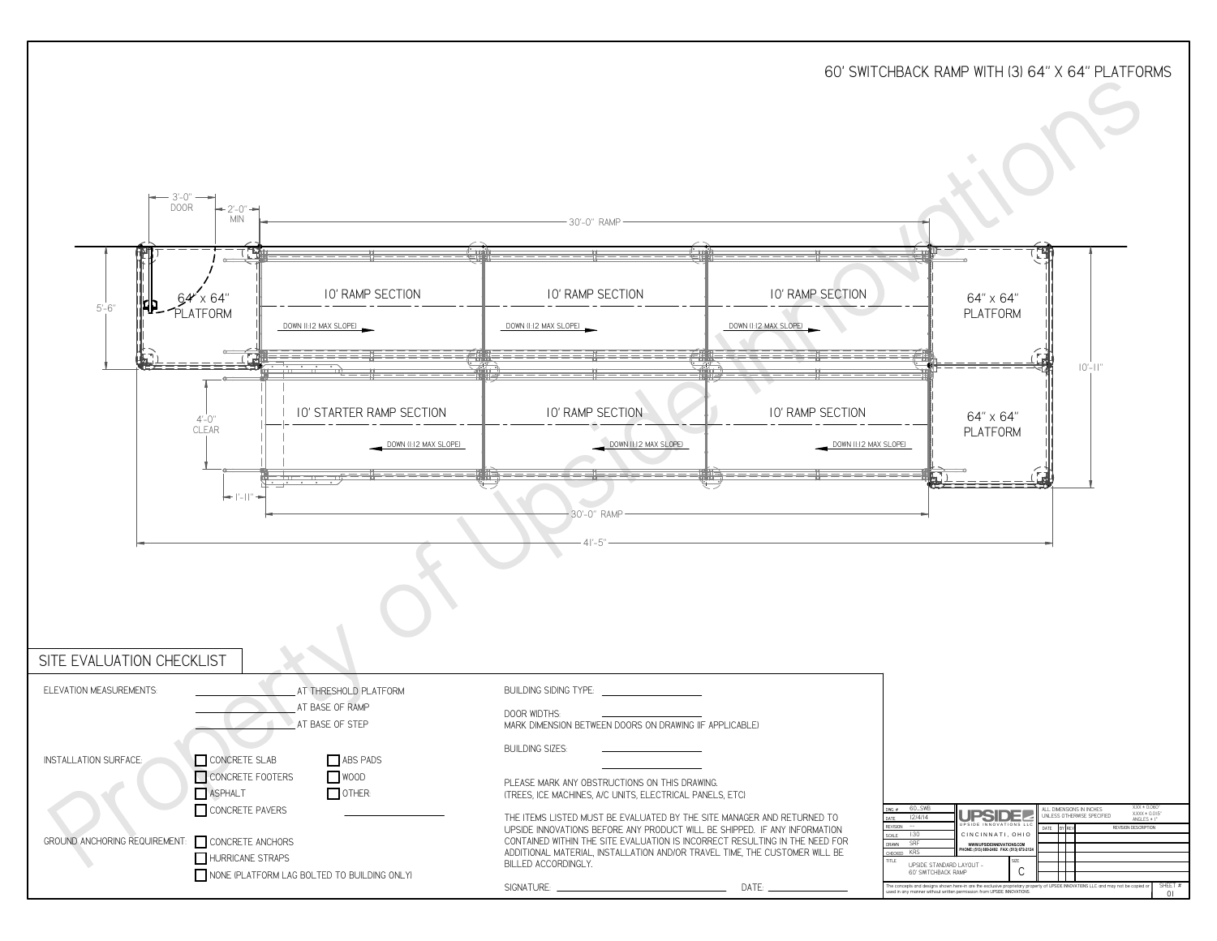# 60' SWITCHBACK RAMP WITH (3) 64" X 64" PLATFORMS

3'-0" DOOR

2'-0" MIN

30'-0" RAMP

5'-6"

64" x 64" PLATFORM

10' RAMP SECTION

DOWN (1:12 MAX SLOPE)

10' RAMP SECTION

DOWN (1:12 MAX SLOPE)

10' RAMP SECTION

DOWN (1:12 MAX SLOPE)

64" x 64" PLATFORM

10'-11"

4'-0" CLEAR

10' STARTER RAMP SECTION

DOWN (1:12 MAX SLOPE)

10' RAMP SECTION

DOWN (1:12 MAX SLOPE)

10' RAMP SECTION

DOWN (1:12 MAX SLOPE)

64" x 64" PLATFORM

1'-11"

30'-0" RAMP

41'-5"

## SITE EVALUATION CHECKLIST

ELEVATION MEASUREMENTS: ____________ AT THRESHOLD PLATFORM

____________ AT BASE OF RAMP

____________ AT BASE OF STEP

INSTALLATION SURFACE:

- ☐ CONCRETE SLAB
- ☐ CONCRETE FOOTERS
- ☐ ASPHALT
- ☐ CONCRETE PAVERS
- ☐ ABS PADS
- ☐ WOOD
- ☐ OTHER ____________

GROUND ANCHORING REQUIREMENT:

- ☐ CONCRETE ANCHORS
- ☐ HURRICANE STRAPS
- ☐ NONE (PLATFORM LAG BOLTED TO BUILDING ONLY)

BUILDING SIDING TYPE: ____________

DOOR WIDTHS: ____________

MARK DIMENSION BETWEEN DOORS ON DRAWING (IF APPLICABLE)

BUILDING SIZES: ____________

____________

PLEASE MARK ANY OBSTRUCTIONS ON THIS DRAWING. (TREES, ICE MACHINES, A/C UNITS, ELECTRICAL PANELS, ETC)

THE ITEMS LISTED MUST BE EVALUATED BY THE SITE MANAGER AND RETURNED TO UPSIDE INNOVATIONS BEFORE ANY PRODUCT WILL BE SHIPPED. IF ANY INFORMATION CONTAINED WITHIN THE SITE EVALUATION IS INCORRECT RESULTING IN THE NEED FOR ADDITIONAL MATERIAL, INSTALLATION AND/OR TRAVEL TIME, THE CUSTOMER WILL BE BILLED ACCORDINGLY.

SIGNATURE: ____________ DATE: ____________

| | |
|---|---|
| DWG # | 60_SWB |
| DATE | 12/4/14 |
| REVISION | --- |
| SCALE | 1:30 |
| DRAWN | SRF |
| CHECKED | KRS |

UPSIDE INNOVATIONS LLC

CINCINNATI, OHIO

WWW.UPSIDEINNOVATIONS.COM

PHONE:(513) 889-2492 FAX:(513) 672-2124

TITLE: UPSIDE STANDARD LAYOUT - 60' SWITCHBACK RAMP

SIZE: C

ALL DIMENSIONS IN INCHES UNLESS OTHERWISE SPECIFIED

XXX ± 0.060"
XXXX ± 0.015"
ANGLES ± 1°

| DATE | BY | REV | REVISION DESCRIPTION |
|---|---|---|---|

The concepts and designs shown here-in are the exclusive proprietary property of UPSIDE INNOVATIONS LLC and may not be copied or used in any manner without written permission from UPSIDE INNOVATIONS.

SHEET # 01